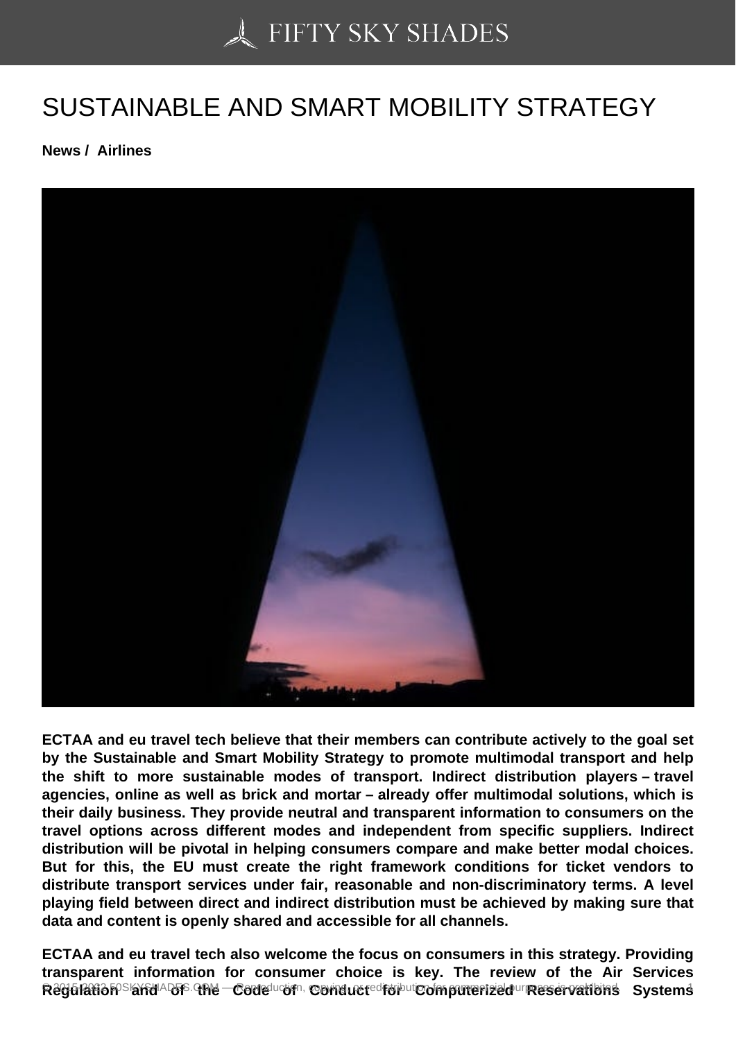# SUSTAINABLE AND SMART MOBILITY STRATEGY

**News / Airlines**

**ECTAA and eu travel tech believe that their members can contribute actively to the goal set by the Sustainable and Smart Mobility Strategy to promote multimodal transport and help the shift to more sustainable modes of transport. Indirect distribution players – travel agencies, online as well as brick and mortar – already offer multimodal solutions, which is their daily business. They provide neutral and transparent information to consumers on the travel options across different modes and independent from specific suppliers. Indirect distribution will be pivotal in helping consumers compare and make better modal choices. But for this, the EU must create the right framework conditions for ticket vendors to distribute transport services under fair, reasonable and non-discriminatory terms. A level playing field between direct and indirect distribution must be achieved by making sure that data and content is openly shared and accessible for all channels.**

**ECTAA and eu travel tech also welcome the focus on consumers in this strategy. Providing transparent information for consumer choice is key. The review of the Air Services Regulation and of the Code of Conduct for Computerized Reservations Systems**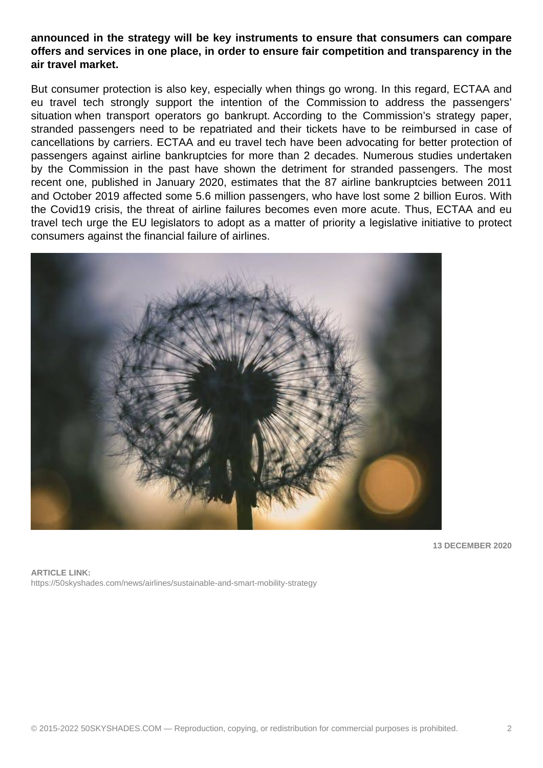**announced in the strategy will be key instruments to ensure that consumers can compare offers and services in one place, in order to ensure fair competition and transparency in the air travel market.**

But consumer protection is also key, especially when things go wrong. In this regard, ECTAA and eu travel tech strongly support the intention of the Commission to address the passengers' situation when transport operators go bankrupt. According to the Commission's strategy paper, stranded passengers need to be repatriated and their tickets have to be reimbursed in case of cancellations by carriers. ECTAA and eu travel tech have been advocating for better protection of passengers against airline bankruptcies for more than 2 decades. Numerous studies undertaken by the Commission in the past have shown the detriment for stranded passengers. The most recent one, published in January 2020, estimates that the 87 airline bankruptcies between 2011 and October 2019 affected some 5.6 million passengers, who have lost some 2 billion Euros. With the Covid19 crisis, the threat of airline failures becomes even more acute. Thus, ECTAA and eu travel tech urge the EU legislators to adopt as a matter of priority a legislative initiative to protect consumers against the financial failure of airlines.

**13 DECEMBER 2020**

**ARTICLE LINK:**
https://50skyshades.com/news/airlines/sustainable-and-smart-mobility-strategy